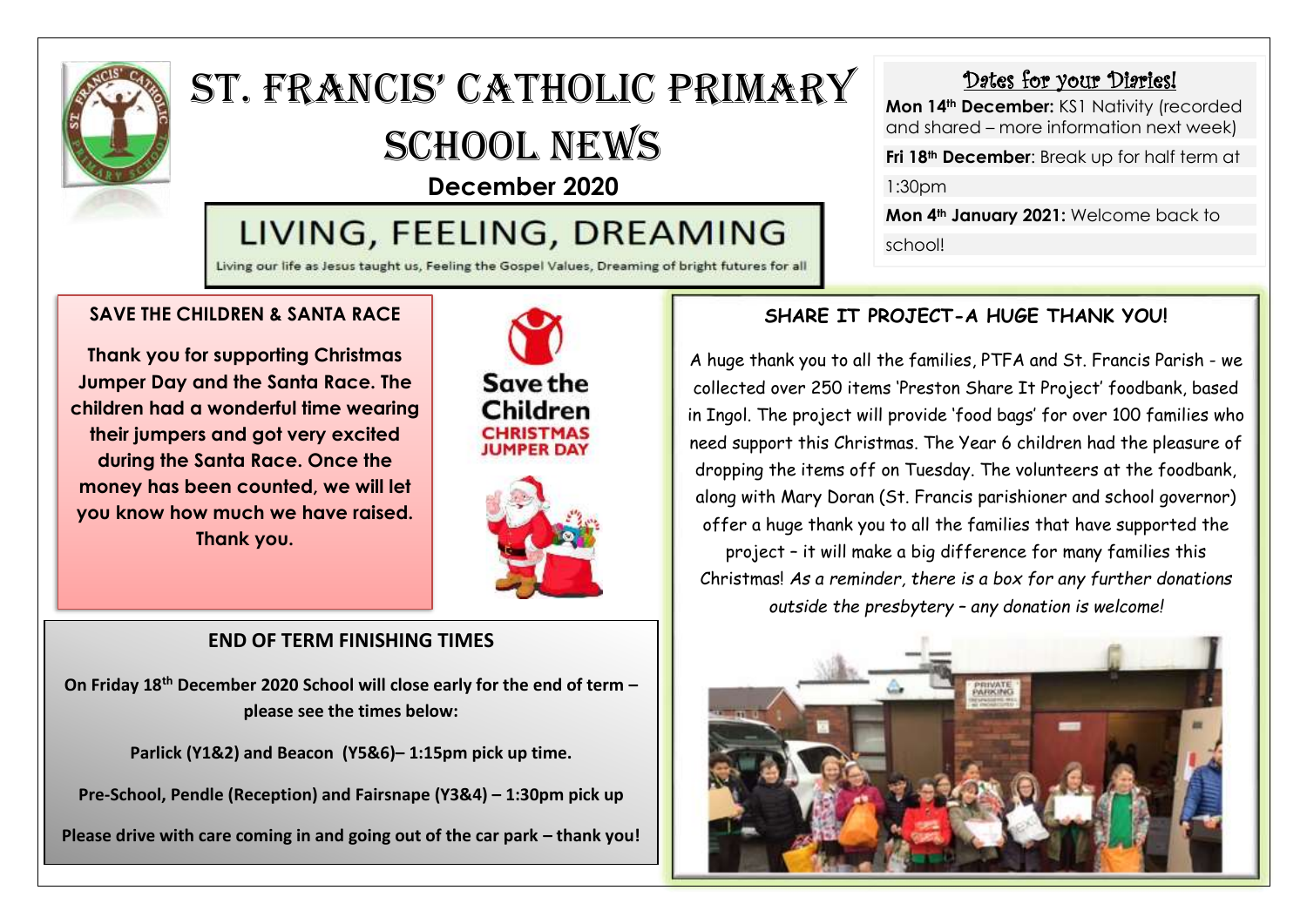# St. Francis' Catholic Primary School News

**December 2020**

## LIVING, FEELING, DREAMING

Living our life as Jesus taught us, Feeling the Gospel Values, Dreaming of bright futures for all

## Dates for your Diaries!

**Mon 14th December:** KS1 Nativity (recorded and shared – more information next week)

**Fri 18th December**: Break up for half term at 1:30pm

**Mon 4th January 2021:** Welcome back to school!

## SAVE THE CHILDREN & SANTA RACE

**Thank you for supporting Christmas Jumper Day and the Santa Race. The children had a wonderful time wearing their jumpers and got very excited during the Santa Race. Once the money has been counted, we will let you know how much we have raised. Thank you.**

Save the Children CHRISTMAS JUMPER DAY

## END OF TERM FINISHING TIMES

**On Friday 18th December 2020 School will close early for the end of term – please see the times below:**

**Parlick (Y1&2) and Beacon (Y5&6)– 1:15pm pick up time.**

**Pre-School, Pendle (Reception) and Fairsnape (Y3&4) – 1:30pm pick up**

**Please drive with care coming in and going out of the car park – thank you!**

## SHARE IT PROJECT-A HUGE THANK YOU!

A huge thank you to all the families, PTFA and St. Francis Parish - we collected over 250 items 'Preston Share It Project' foodbank, based in Ingol. The project will provide 'food bags' for over 100 families who need support this Christmas. The Year 6 children had the pleasure of dropping the items off on Tuesday. The volunteers at the foodbank, along with Mary Doran (St. Francis parishioner and school governor) offer a huge thank you to all the families that have supported the project – it will make a big difference for many families this Christmas! *As a reminder, there is a box for any further donations outside the presbytery – any donation is welcome!*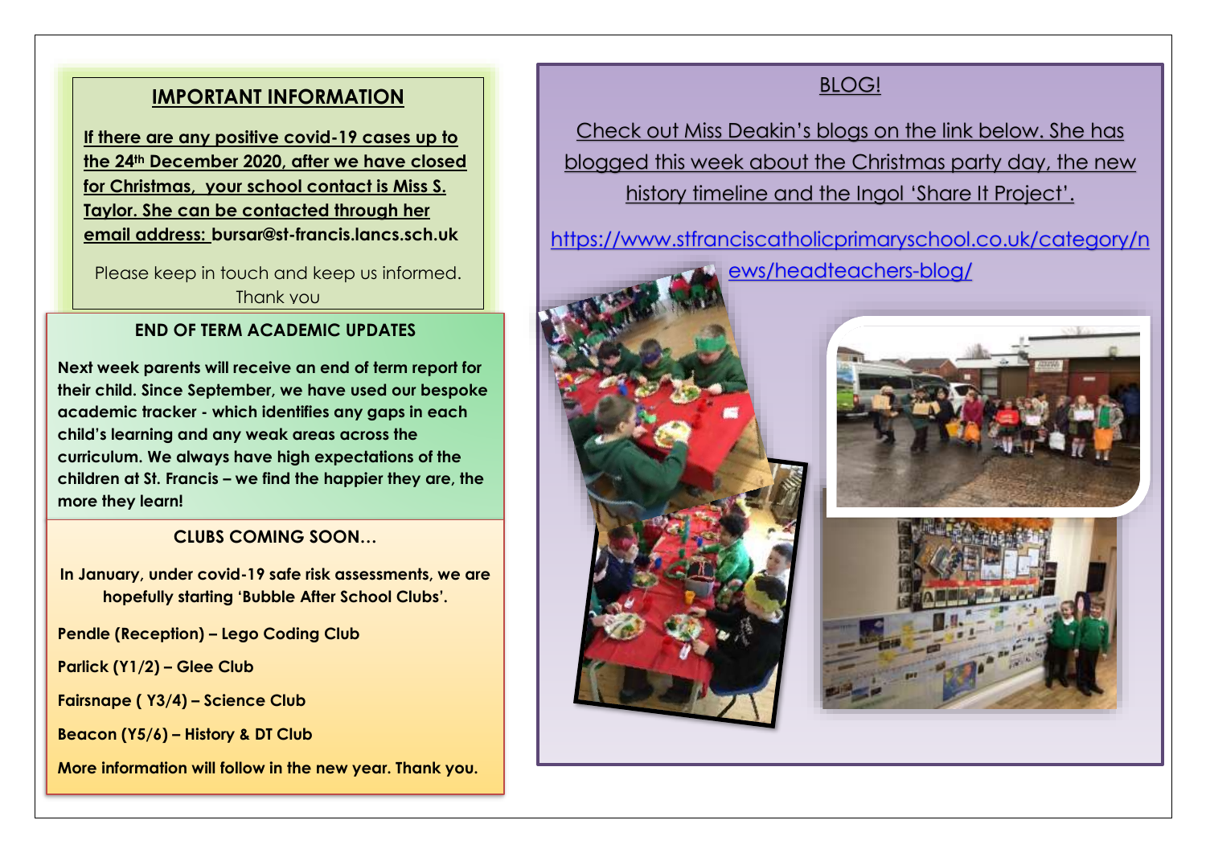## IMPORTANT INFORMATION

**If there are any positive covid-19 cases up to the 24th December 2020, after we have closed for Christmas, your school contact is Miss S. Taylor. She can be contacted through her email address: bursar@st-francis.lancs.sch.uk**

Please keep in touch and keep us informed. Thank you

### END OF TERM ACADEMIC UPDATES

**Next week parents will receive an end of term report for their child. Since September, we have used our bespoke academic tracker - which identifies any gaps in each child's learning and any weak areas across the curriculum. We always have high expectations of the children at St. Francis – we find the happier they are, the more they learn!**

### CLUBS COMING SOON…

**In January, under covid-19 safe risk assessments, we are hopefully starting 'Bubble After School Clubs'.**

**Pendle (Reception) – Lego Coding Club**

**Parlick (Y1/2) – Glee Club**

**Fairsnape ( Y3/4) – Science Club**

**Beacon (Y5/6) – History & DT Club**

**More information will follow in the new year. Thank you.**

## BLOG!

Check out Miss Deakin's blogs on the link below. She has blogged this week about the Christmas party day, the new history timeline and the Ingol 'Share It Project'.

https://www.stfranciscatholicprimaryschool.co.uk/category/news/headteachers-blog/